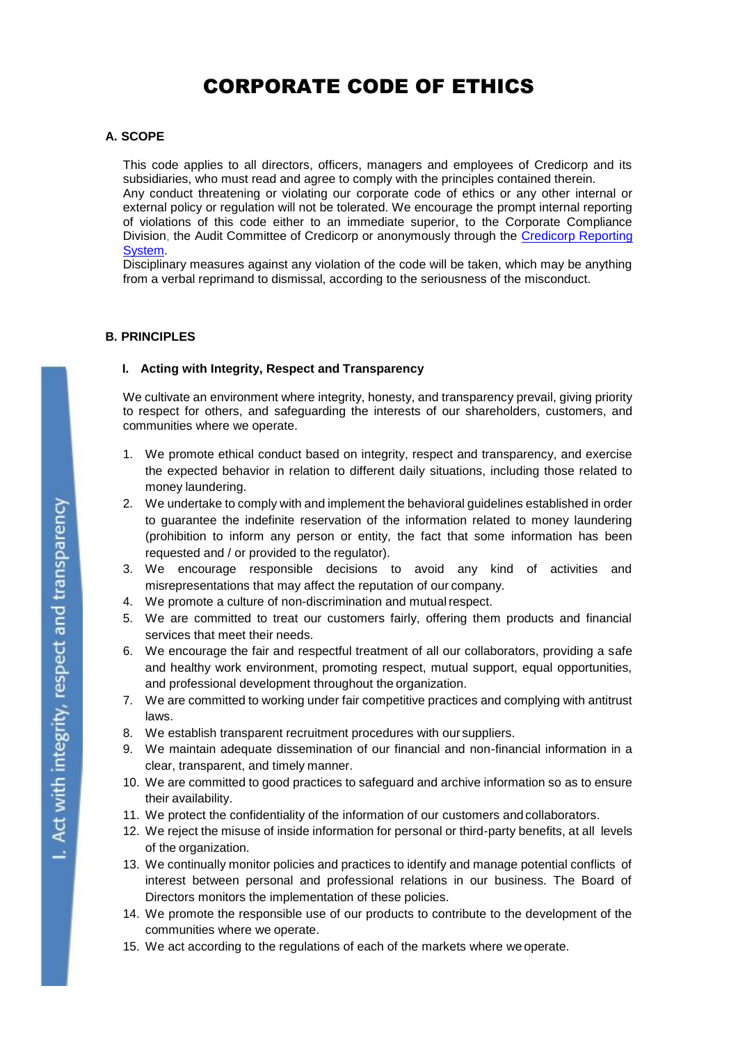# CORPORATE CODE OF ETHICS

## A. SCOPE

This code applies to all directors, officers, managers and employees of Credicorp and its subsidiaries, who must read and agree to comply with the principles contained therein.
Any conduct threatening or violating our corporate code of ethics or any other internal or external policy or regulation will not be tolerated. We encourage the prompt internal reporting of violations of this code either to an immediate superior, to the Corporate Compliance Division, the Audit Committee of Credicorp or anonymously through the Credicorp Reporting System.
Disciplinary measures against any violation of the code will be taken, which may be anything from a verbal reprimand to dismissal, according to the seriousness of the misconduct.

## B. PRINCIPLES

### I. Acting with Integrity, Respect and Transparency

I. Act with integrity, respect and transparency

We cultivate an environment where integrity, honesty, and transparency prevail, giving priority to respect for others, and safeguarding the interests of our shareholders, customers, and communities where we operate.

1. We promote ethical conduct based on integrity, respect and transparency, and exercise the expected behavior in relation to different daily situations, including those related to money laundering.
2. We undertake to comply with and implement the behavioral guidelines established in order to guarantee the indefinite reservation of the information related to money laundering (prohibition to inform any person or entity, the fact that some information has been requested and / or provided to the regulator).
3. We encourage responsible decisions to avoid any kind of activities and misrepresentations that may affect the reputation of our company.
4. We promote a culture of non-discrimination and mutual respect.
5. We are committed to treat our customers fairly, offering them products and financial services that meet their needs.
6. We encourage the fair and respectful treatment of all our collaborators, providing a safe and healthy work environment, promoting respect, mutual support, equal opportunities, and professional development throughout the organization.
7. We are committed to working under fair competitive practices and complying with antitrust laws.
8. We establish transparent recruitment procedures with our suppliers.
9. We maintain adequate dissemination of our financial and non-financial information in a clear, transparent, and timely manner.
10. We are committed to good practices to safeguard and archive information so as to ensure their availability.
11. We protect the confidentiality of the information of our customers and collaborators.
12. We reject the misuse of inside information for personal or third-party benefits, at all levels of the organization.
13. We continually monitor policies and practices to identify and manage potential conflicts of interest between personal and professional relations in our business. The Board of Directors monitors the implementation of these policies.
14. We promote the responsible use of our products to contribute to the development of the communities where we operate.
15. We act according to the regulations of each of the markets where we operate.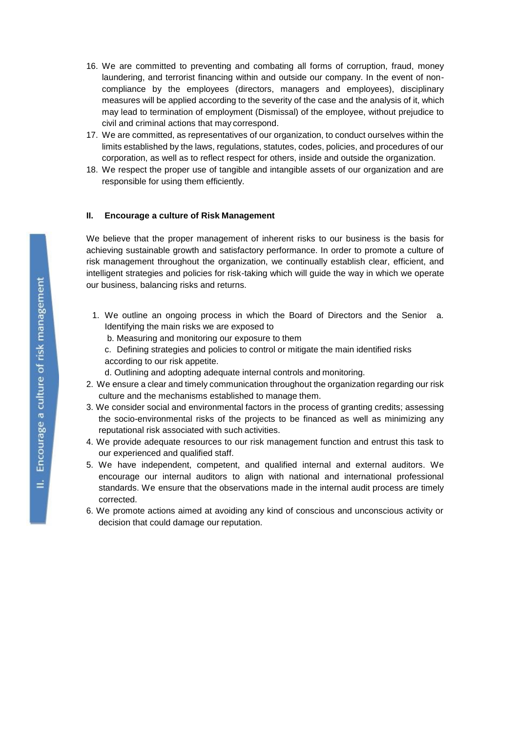16. We are committed to preventing and combating all forms of corruption, fraud, money laundering, and terrorist financing within and outside our company. In the event of non-compliance by the employees (directors, managers and employees), disciplinary measures will be applied according to the severity of the case and the analysis of it, which may lead to termination of employment (Dismissal) of the employee, without prejudice to civil and criminal actions that may correspond.
17. We are committed, as representatives of our organization, to conduct ourselves within the limits established by the laws, regulations, statutes, codes, policies, and procedures of our corporation, as well as to reflect respect for others, inside and outside the organization.
18. We respect the proper use of tangible and intangible assets of our organization and are responsible for using them efficiently.

### II. Encourage a culture of Risk Management

II. Encourage a culture of risk management

We believe that the proper management of inherent risks to our business is the basis for achieving sustainable growth and satisfactory performance. In order to promote a culture of risk management throughout the organization, we continually establish clear, efficient, and intelligent strategies and policies for risk-taking which will guide the way in which we operate our business, balancing risks and returns.

1. We outline an ongoing process in which the Board of Directors and the Senior
   a. Identifying the main risks we are exposed to
   b. Measuring and monitoring our exposure to them
   c. Defining strategies and policies to control or mitigate the main identified risks according to our risk appetite.
   d. Outlining and adopting adequate internal controls and monitoring.
2. We ensure a clear and timely communication throughout the organization regarding our risk culture and the mechanisms established to manage them.
3. We consider social and environmental factors in the process of granting credits; assessing the socio-environmental risks of the projects to be financed as well as minimizing any reputational risk associated with such activities.
4. We provide adequate resources to our risk management function and entrust this task to our experienced and qualified staff.
5. We have independent, competent, and qualified internal and external auditors. We encourage our internal auditors to align with national and international professional standards. We ensure that the observations made in the internal audit process are timely corrected.
6. We promote actions aimed at avoiding any kind of conscious and unconscious activity or decision that could damage our reputation.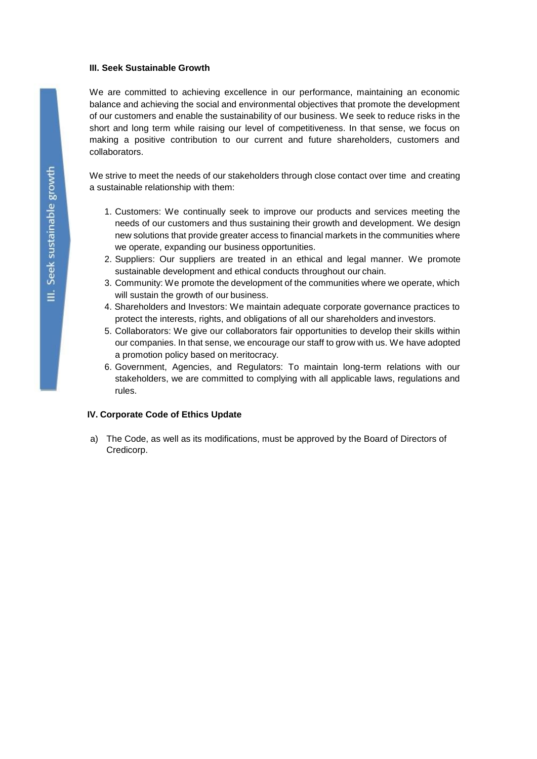### III. Seek Sustainable Growth

III. Seek sustainable growth

We are committed to achieving excellence in our performance, maintaining an economic balance and achieving the social and environmental objectives that promote the development of our customers and enable the sustainability of our business. We seek to reduce risks in the short and long term while raising our level of competitiveness. In that sense, we focus on making a positive contribution to our current and future shareholders, customers and collaborators.

We strive to meet the needs of our stakeholders through close contact over time and creating a sustainable relationship with them:

1. Customers: We continually seek to improve our products and services meeting the needs of our customers and thus sustaining their growth and development. We design new solutions that provide greater access to financial markets in the communities where we operate, expanding our business opportunities.
2. Suppliers: Our suppliers are treated in an ethical and legal manner. We promote sustainable development and ethical conducts throughout our chain.
3. Community: We promote the development of the communities where we operate, which will sustain the growth of our business.
4. Shareholders and Investors: We maintain adequate corporate governance practices to protect the interests, rights, and obligations of all our shareholders and investors.
5. Collaborators: We give our collaborators fair opportunities to develop their skills within our companies. In that sense, we encourage our staff to grow with us. We have adopted a promotion policy based on meritocracy.
6. Government, Agencies, and Regulators: To maintain long-term relations with our stakeholders, we are committed to complying with all applicable laws, regulations and rules.

### IV. Corporate Code of Ethics Update

a) The Code, as well as its modifications, must be approved by the Board of Directors of Credicorp.